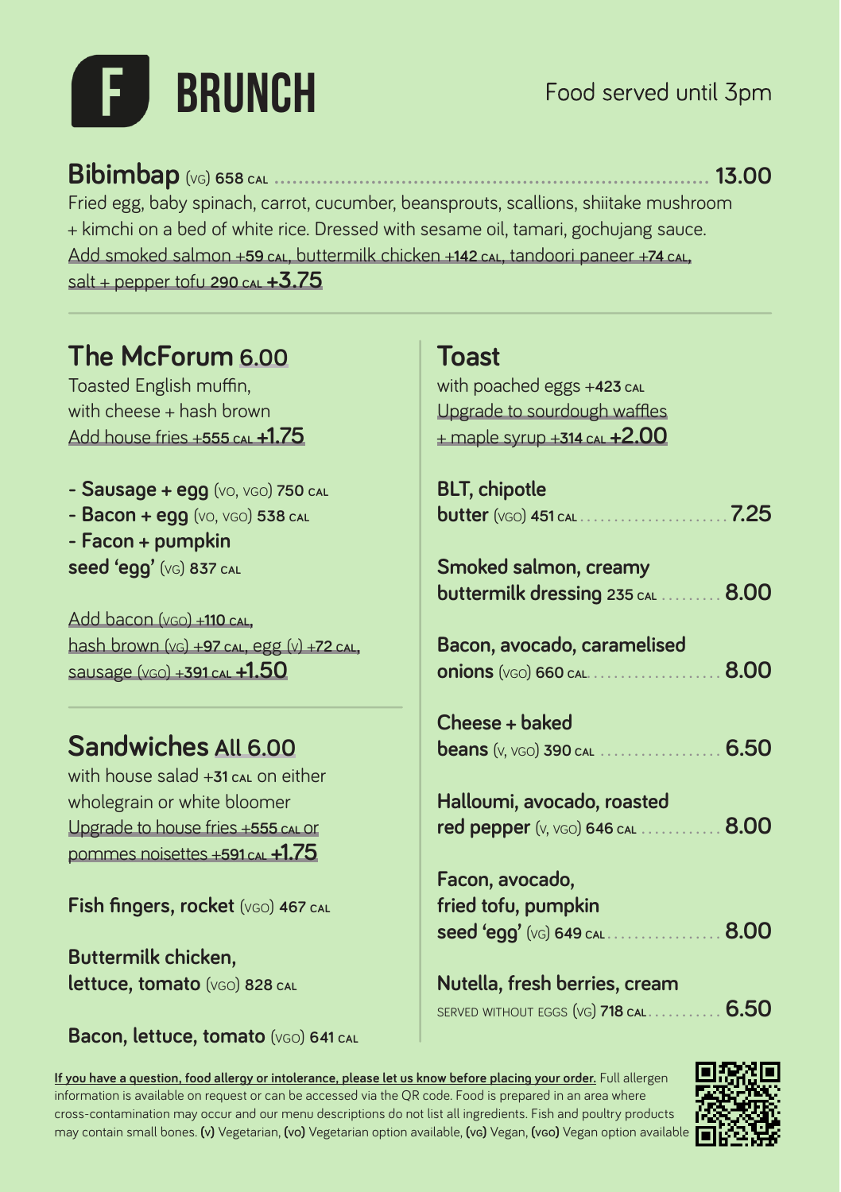# BRUNCH

Food served until 3pm

## Bibimbap (VG) 658 CAL ........ 13.00

Fried egg, baby spinach, carrot, cucumber, beansprouts, scallions, shiitake mushroom + kimchi on a bed of white rice. Dressed with sesame oil, tamari, gochujang sauce.
Add smoked salmon +59 CAL, buttermilk chicken +142 CAL, tandoori paneer +74 CAL, salt + pepper tofu 290 CAL **+3.75**

## The McForum 6.00

Toasted English muffin, with cheese + hash brown
Add house fries +555 CAL **+1.75**

- **Sausage + egg** (VO, VGO) 750 CAL
- **Bacon + egg** (VO, VGO) 538 CAL
- **Facon + pumpkin seed 'egg'** (VG) 837 CAL

Add bacon (VGO) +110 CAL, hash brown (VG) +97 CAL, egg (V) +72 CAL, sausage (VGO) +391 CAL **+1.50**

## Sandwiches All 6.00

with house salad +31 CAL on either wholegrain or white bloomer
Upgrade to house fries +555 CAL or pommes noisettes +591 CAL **+1.75**

**Fish fingers, rocket** (VGO) 467 CAL

**Buttermilk chicken, lettuce, tomato** (VGO) 828 CAL

**Bacon, lettuce, tomato** (VGO) 641 CAL

## Toast

with poached eggs +423 CAL
Upgrade to sourdough waffles + maple syrup +314 CAL **+2.00**

**BLT, chipotle butter** (VGO) 451 CAL ........ 7.25

**Smoked salmon, creamy buttermilk dressing** 235 CAL ........ 8.00

**Bacon, avocado, caramelised onions** (VGO) 660 CAL ........ 8.00

**Cheese + baked beans** (V, VGO) 390 CAL ........ 6.50

**Halloumi, avocado, roasted red pepper** (V, VGO) 646 CAL ........ 8.00

**Facon, avocado, fried tofu, pumpkin seed 'egg'** (VG) 649 CAL ........ 8.00

**Nutella, fresh berries, cream**
SERVED WITHOUT EGGS (VG) 718 CAL ........ 6.50

**If you have a question, food allergy or intolerance, please let us know before placing your order.** Full allergen information is available on request or can be accessed via the QR code. Food is prepared in an area where cross-contamination may occur and our menu descriptions do not list all ingredients. Fish and poultry products may contain small bones. **(v)** Vegetarian, **(vo)** Vegetarian option available, **(vg)** Vegan, **(vgo)** Vegan option available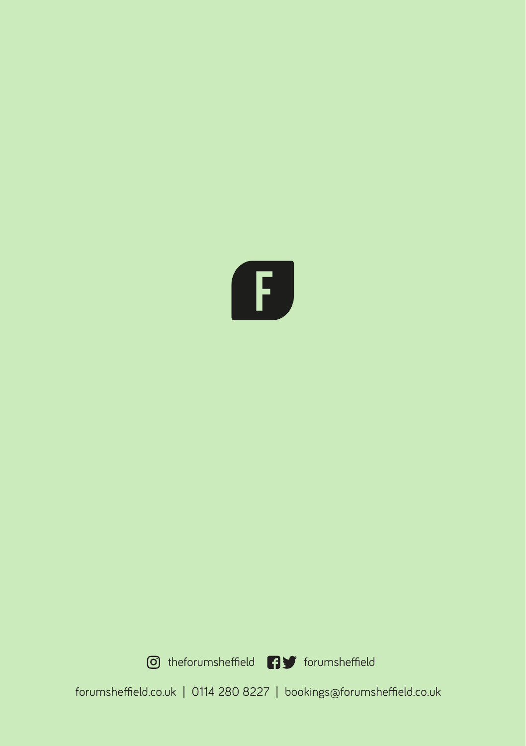theforumsheffield forumsheffield

forumsheffield.co.uk | 0114 280 8227 | bookings@forumsheffield.co.uk